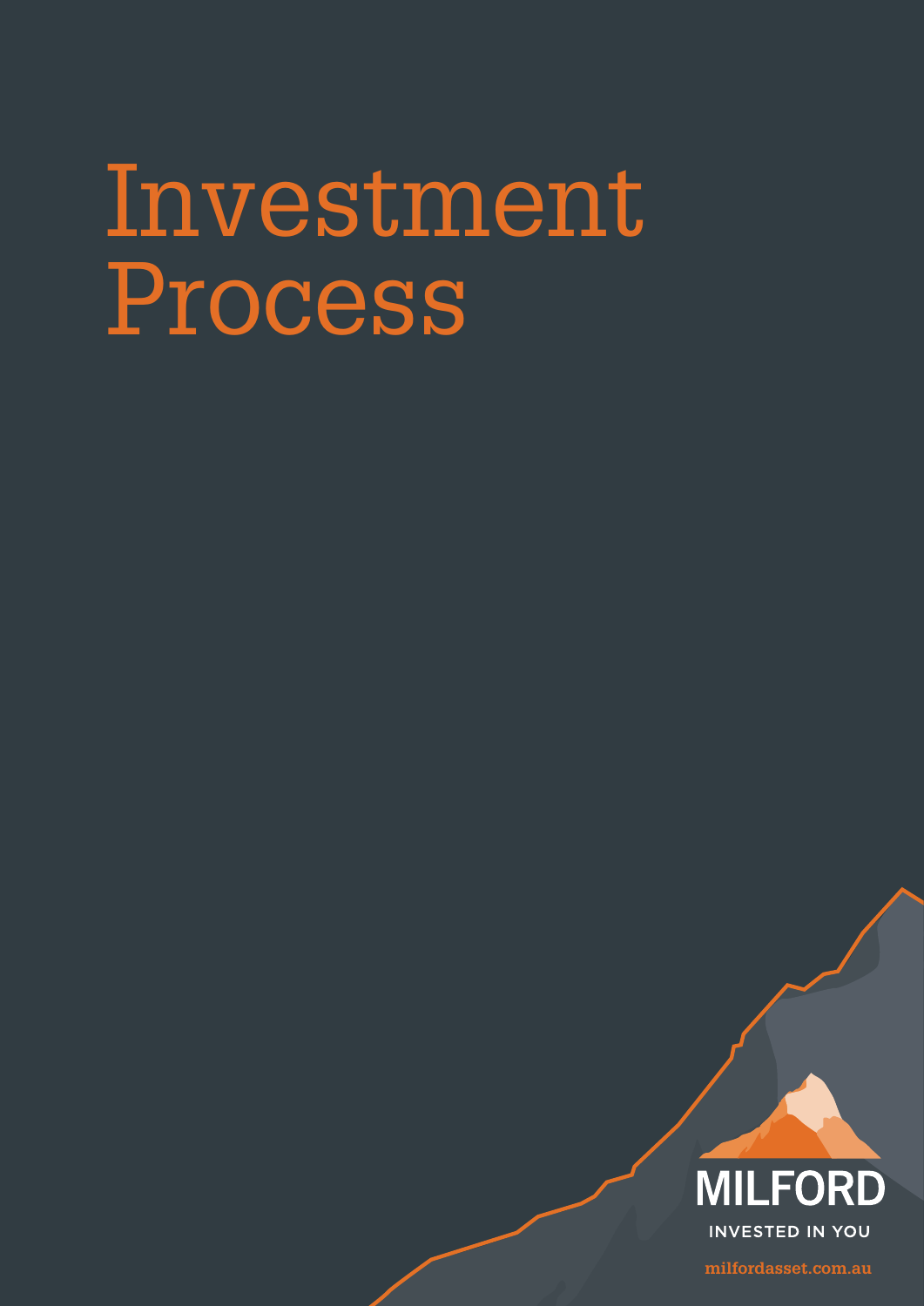# Investment Process

MILFORD

INVESTED IN YOU

milfordasset.com.au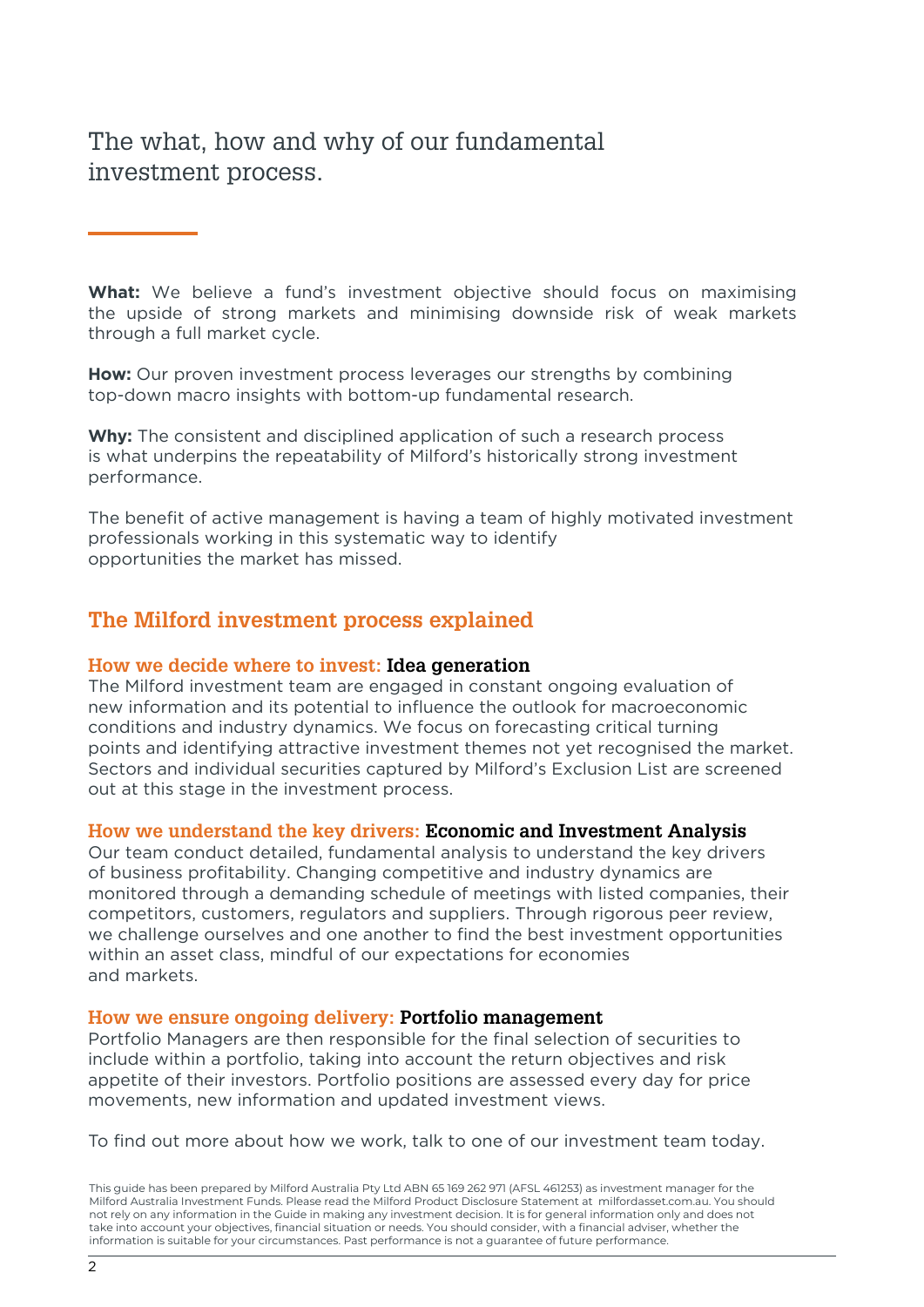# The what, how and why of our fundamental investment process.

**What:** We believe a fund's investment objective should focus on maximising the upside of strong markets and minimising downside risk of weak markets through a full market cycle.

**How:** Our proven investment process leverages our strengths by combining top-down macro insights with bottom-up fundamental research.

**Why:** The consistent and disciplined application of such a research process is what underpins the repeatability of Milford's historically strong investment performance.

The benefit of active management is having a team of highly motivated investment professionals working in this systematic way to identify opportunities the market has missed.

## The Milford investment process explained

### How we decide where to invest: Idea generation

The Milford investment team are engaged in constant ongoing evaluation of new information and its potential to influence the outlook for macroeconomic conditions and industry dynamics. We focus on forecasting critical turning points and identifying attractive investment themes not yet recognised the market. Sectors and individual securities captured by Milford's Exclusion List are screened out at this stage in the investment process.

### How we understand the key drivers: Economic and Investment Analysis

Our team conduct detailed, fundamental analysis to understand the key drivers of business profitability. Changing competitive and industry dynamics are monitored through a demanding schedule of meetings with listed companies, their competitors, customers, regulators and suppliers. Through rigorous peer review, we challenge ourselves and one another to find the best investment opportunities within an asset class, mindful of our expectations for economies and markets.

### How we ensure ongoing delivery: Portfolio management

Portfolio Managers are then responsible for the final selection of securities to include within a portfolio, taking into account the return objectives and risk appetite of their investors. Portfolio positions are assessed every day for price movements, new information and updated investment views.

To find out more about how we work, talk to one of our investment team today.

This guide has been prepared by Milford Australia Pty Ltd ABN 65 169 262 971 (AFSL 461253) as investment manager for the Milford Australia Investment Funds. Please read the Milford Product Disclosure Statement at milfordasset.com.au. You should not rely on any information in the Guide in making any investment decision. It is for general information only and does not take into account your objectives, financial situation or needs. You should consider, with a financial adviser, whether the information is suitable for your circumstances. Past performance is not a guarantee of future performance.